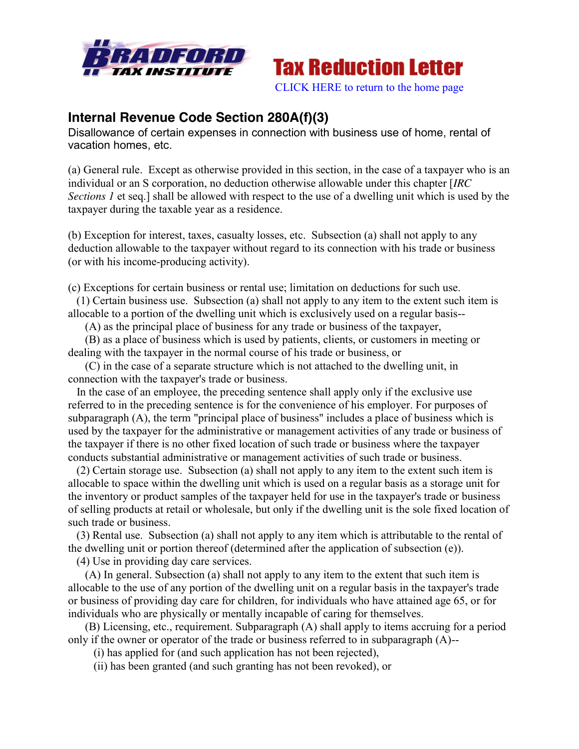Tax Reduction Letter

CLICK HERE to return to the home page

## Internal Revenue Code Section 280A(f)(3)

Disallowance of certain expenses in connection with business use of home, rental of vacation homes, etc.

(a) General rule. Except as otherwise provided in this section, in the case of a taxpayer who is an individual or an S corporation, no deduction otherwise allowable under this chapter [*IRC Sections 1* et seq.] shall be allowed with respect to the use of a dwelling unit which is used by the taxpayer during the taxable year as a residence.

(b) Exception for interest, taxes, casualty losses, etc. Subsection (a) shall not apply to any deduction allowable to the taxpayer without regard to its connection with his trade or business (or with his income-producing activity).

(c) Exceptions for certain business or rental use; limitation on deductions for such use.

(1) Certain business use. Subsection (a) shall not apply to any item to the extent such item is allocable to a portion of the dwelling unit which is exclusively used on a regular basis--

(A) as the principal place of business for any trade or business of the taxpayer,

(B) as a place of business which is used by patients, clients, or customers in meeting or dealing with the taxpayer in the normal course of his trade or business, or

(C) in the case of a separate structure which is not attached to the dwelling unit, in connection with the taxpayer's trade or business.

In the case of an employee, the preceding sentence shall apply only if the exclusive use referred to in the preceding sentence is for the convenience of his employer. For purposes of subparagraph (A), the term "principal place of business" includes a place of business which is used by the taxpayer for the administrative or management activities of any trade or business of the taxpayer if there is no other fixed location of such trade or business where the taxpayer conducts substantial administrative or management activities of such trade or business.

(2) Certain storage use. Subsection (a) shall not apply to any item to the extent such item is allocable to space within the dwelling unit which is used on a regular basis as a storage unit for the inventory or product samples of the taxpayer held for use in the taxpayer's trade or business of selling products at retail or wholesale, but only if the dwelling unit is the sole fixed location of such trade or business.

(3) Rental use. Subsection (a) shall not apply to any item which is attributable to the rental of the dwelling unit or portion thereof (determined after the application of subsection (e)).

(4) Use in providing day care services.

(A) In general. Subsection (a) shall not apply to any item to the extent that such item is allocable to the use of any portion of the dwelling unit on a regular basis in the taxpayer's trade or business of providing day care for children, for individuals who have attained age 65, or for individuals who are physically or mentally incapable of caring for themselves.

(B) Licensing, etc., requirement. Subparagraph (A) shall apply to items accruing for a period only if the owner or operator of the trade or business referred to in subparagraph (A)--

(i) has applied for (and such application has not been rejected),

(ii) has been granted (and such granting has not been revoked), or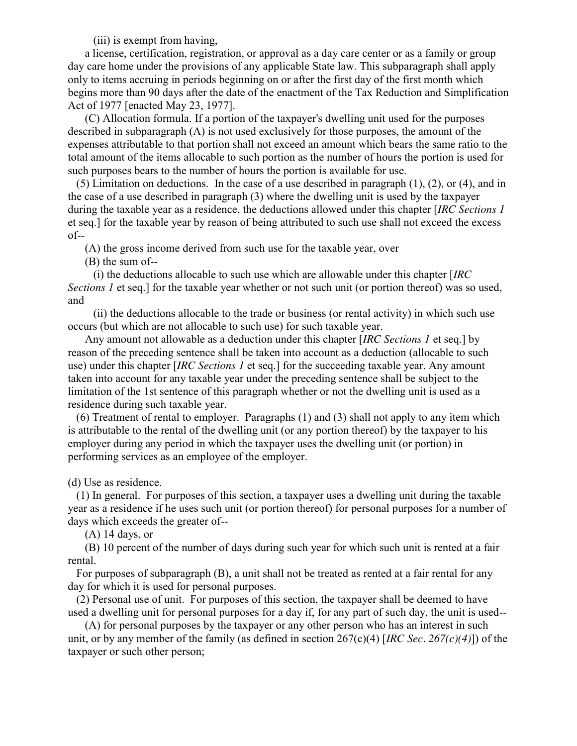(iii) is exempt from having,

a license, certification, registration, or approval as a day care center or as a family or group day care home under the provisions of any applicable State law. This subparagraph shall apply only to items accruing in periods beginning on or after the first day of the first month which begins more than 90 days after the date of the enactment of the Tax Reduction and Simplification Act of 1977 [enacted May 23, 1977].

(C) Allocation formula. If a portion of the taxpayer's dwelling unit used for the purposes described in subparagraph (A) is not used exclusively for those purposes, the amount of the expenses attributable to that portion shall not exceed an amount which bears the same ratio to the total amount of the items allocable to such portion as the number of hours the portion is used for such purposes bears to the number of hours the portion is available for use.

(5) Limitation on deductions. In the case of a use described in paragraph (1), (2), or (4), and in the case of a use described in paragraph (3) where the dwelling unit is used by the taxpayer during the taxable year as a residence, the deductions allowed under this chapter [*IRC Sections 1* et seq.] for the taxable year by reason of being attributed to such use shall not exceed the excess of--

(A) the gross income derived from such use for the taxable year, over

(B) the sum of--

(i) the deductions allocable to such use which are allowable under this chapter [*IRC Sections 1* et seq.] for the taxable year whether or not such unit (or portion thereof) was so used, and

(ii) the deductions allocable to the trade or business (or rental activity) in which such use occurs (but which are not allocable to such use) for such taxable year.

Any amount not allowable as a deduction under this chapter [*IRC Sections 1* et seq.] by reason of the preceding sentence shall be taken into account as a deduction (allocable to such use) under this chapter [*IRC Sections 1* et seq.] for the succeeding taxable year. Any amount taken into account for any taxable year under the preceding sentence shall be subject to the limitation of the 1st sentence of this paragraph whether or not the dwelling unit is used as a residence during such taxable year.

(6) Treatment of rental to employer. Paragraphs (1) and (3) shall not apply to any item which is attributable to the rental of the dwelling unit (or any portion thereof) by the taxpayer to his employer during any period in which the taxpayer uses the dwelling unit (or portion) in performing services as an employee of the employer.

(d) Use as residence.

(1) In general. For purposes of this section, a taxpayer uses a dwelling unit during the taxable year as a residence if he uses such unit (or portion thereof) for personal purposes for a number of days which exceeds the greater of--

(A) 14 days, or

(B) 10 percent of the number of days during such year for which such unit is rented at a fair rental.

For purposes of subparagraph (B), a unit shall not be treated as rented at a fair rental for any day for which it is used for personal purposes.

(2) Personal use of unit. For purposes of this section, the taxpayer shall be deemed to have used a dwelling unit for personal purposes for a day if, for any part of such day, the unit is used--

(A) for personal purposes by the taxpayer or any other person who has an interest in such unit, or by any member of the family (as defined in section 267(c)(4) [*IRC Sec. 267(c)(4)*]) of the taxpayer or such other person;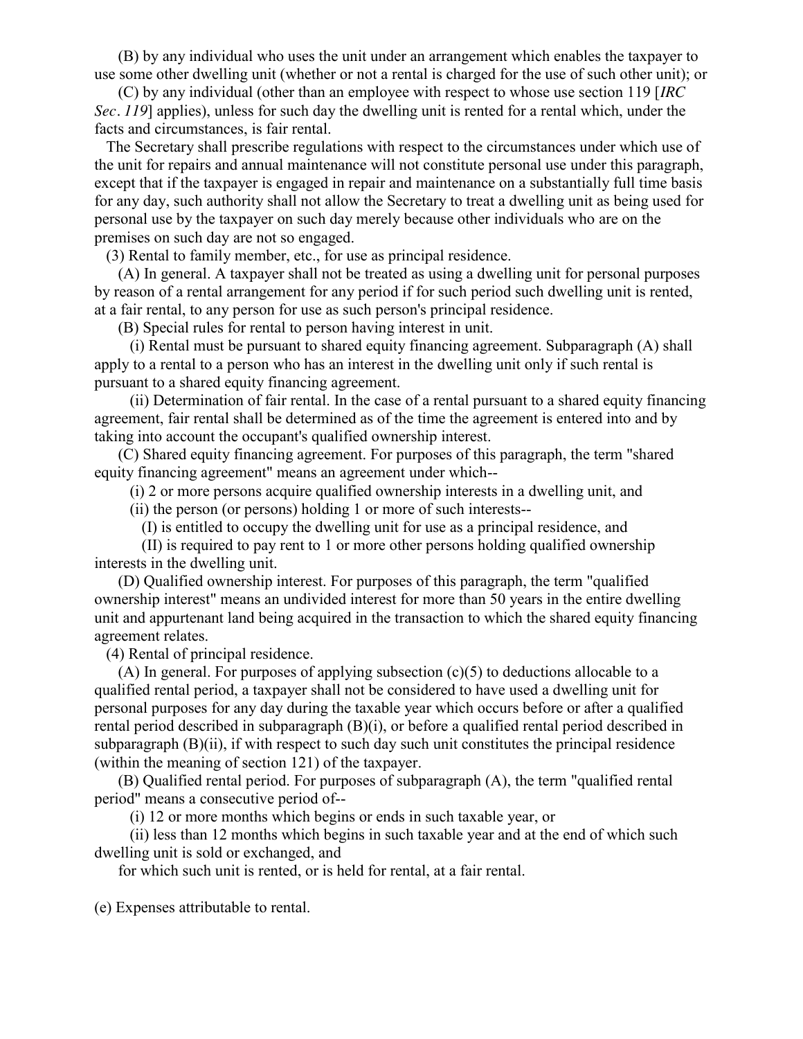(B) by any individual who uses the unit under an arrangement which enables the taxpayer to use some other dwelling unit (whether or not a rental is charged for the use of such other unit); or

(C) by any individual (other than an employee with respect to whose use section 119 [*IRC Sec. 119*] applies), unless for such day the dwelling unit is rented for a rental which, under the facts and circumstances, is fair rental.

The Secretary shall prescribe regulations with respect to the circumstances under which use of the unit for repairs and annual maintenance will not constitute personal use under this paragraph, except that if the taxpayer is engaged in repair and maintenance on a substantially full time basis for any day, such authority shall not allow the Secretary to treat a dwelling unit as being used for personal use by the taxpayer on such day merely because other individuals who are on the premises on such day are not so engaged.

(3) Rental to family member, etc., for use as principal residence.

(A) In general. A taxpayer shall not be treated as using a dwelling unit for personal purposes by reason of a rental arrangement for any period if for such period such dwelling unit is rented, at a fair rental, to any person for use as such person's principal residence.

(B) Special rules for rental to person having interest in unit.

(i) Rental must be pursuant to shared equity financing agreement. Subparagraph (A) shall apply to a rental to a person who has an interest in the dwelling unit only if such rental is pursuant to a shared equity financing agreement.

(ii) Determination of fair rental. In the case of a rental pursuant to a shared equity financing agreement, fair rental shall be determined as of the time the agreement is entered into and by taking into account the occupant's qualified ownership interest.

(C) Shared equity financing agreement. For purposes of this paragraph, the term "shared equity financing agreement" means an agreement under which--

(i) 2 or more persons acquire qualified ownership interests in a dwelling unit, and

(ii) the person (or persons) holding 1 or more of such interests--

(I) is entitled to occupy the dwelling unit for use as a principal residence, and

(II) is required to pay rent to 1 or more other persons holding qualified ownership interests in the dwelling unit.

(D) Qualified ownership interest. For purposes of this paragraph, the term "qualified ownership interest" means an undivided interest for more than 50 years in the entire dwelling unit and appurtenant land being acquired in the transaction to which the shared equity financing agreement relates.

(4) Rental of principal residence.

(A) In general. For purposes of applying subsection (c)(5) to deductions allocable to a qualified rental period, a taxpayer shall not be considered to have used a dwelling unit for personal purposes for any day during the taxable year which occurs before or after a qualified rental period described in subparagraph (B)(i), or before a qualified rental period described in subparagraph (B)(ii), if with respect to such day such unit constitutes the principal residence (within the meaning of section 121) of the taxpayer.

(B) Qualified rental period. For purposes of subparagraph (A), the term "qualified rental period" means a consecutive period of--

(i) 12 or more months which begins or ends in such taxable year, or

(ii) less than 12 months which begins in such taxable year and at the end of which such dwelling unit is sold or exchanged, and

for which such unit is rented, or is held for rental, at a fair rental.

(e) Expenses attributable to rental.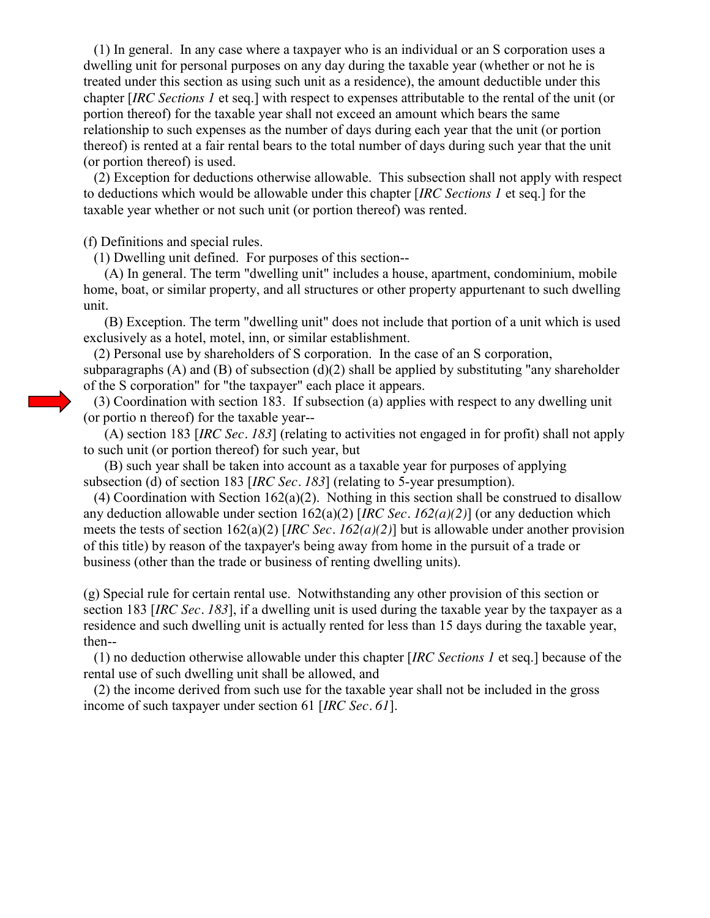(1) In general. In any case where a taxpayer who is an individual or an S corporation uses a dwelling unit for personal purposes on any day during the taxable year (whether or not he is treated under this section as using such unit as a residence), the amount deductible under this chapter [*IRC Sections 1* et seq.] with respect to expenses attributable to the rental of the unit (or portion thereof) for the taxable year shall not exceed an amount which bears the same relationship to such expenses as the number of days during each year that the unit (or portion thereof) is rented at a fair rental bears to the total number of days during such year that the unit (or portion thereof) is used.

(2) Exception for deductions otherwise allowable. This subsection shall not apply with respect to deductions which would be allowable under this chapter [*IRC Sections 1* et seq.] for the taxable year whether or not such unit (or portion thereof) was rented.

(f) Definitions and special rules.

(1) Dwelling unit defined. For purposes of this section--

(A) In general. The term "dwelling unit" includes a house, apartment, condominium, mobile home, boat, or similar property, and all structures or other property appurtenant to such dwelling unit.

(B) Exception. The term "dwelling unit" does not include that portion of a unit which is used exclusively as a hotel, motel, inn, or similar establishment.

(2) Personal use by shareholders of S corporation. In the case of an S corporation, subparagraphs (A) and (B) of subsection (d)(2) shall be applied by substituting "any shareholder of the S corporation" for "the taxpayer" each place it appears.

(3) Coordination with section 183. If subsection (a) applies with respect to any dwelling unit (or portio n thereof) for the taxable year--

(A) section 183 [*IRC Sec. 183*] (relating to activities not engaged in for profit) shall not apply to such unit (or portion thereof) for such year, but

(B) such year shall be taken into account as a taxable year for purposes of applying subsection (d) of section 183 [*IRC Sec. 183*] (relating to 5-year presumption).

(4) Coordination with Section 162(a)(2). Nothing in this section shall be construed to disallow any deduction allowable under section 162(a)(2) [*IRC Sec. 162(a)(2)*] (or any deduction which meets the tests of section 162(a)(2) [*IRC Sec. 162(a)(2)*] but is allowable under another provision of this title) by reason of the taxpayer's being away from home in the pursuit of a trade or business (other than the trade or business of renting dwelling units).

(g) Special rule for certain rental use. Notwithstanding any other provision of this section or section 183 [*IRC Sec. 183*], if a dwelling unit is used during the taxable year by the taxpayer as a residence and such dwelling unit is actually rented for less than 15 days during the taxable year, then--

(1) no deduction otherwise allowable under this chapter [*IRC Sections 1* et seq.] because of the rental use of such dwelling unit shall be allowed, and

(2) the income derived from such use for the taxable year shall not be included in the gross income of such taxpayer under section 61 [*IRC Sec. 61*].